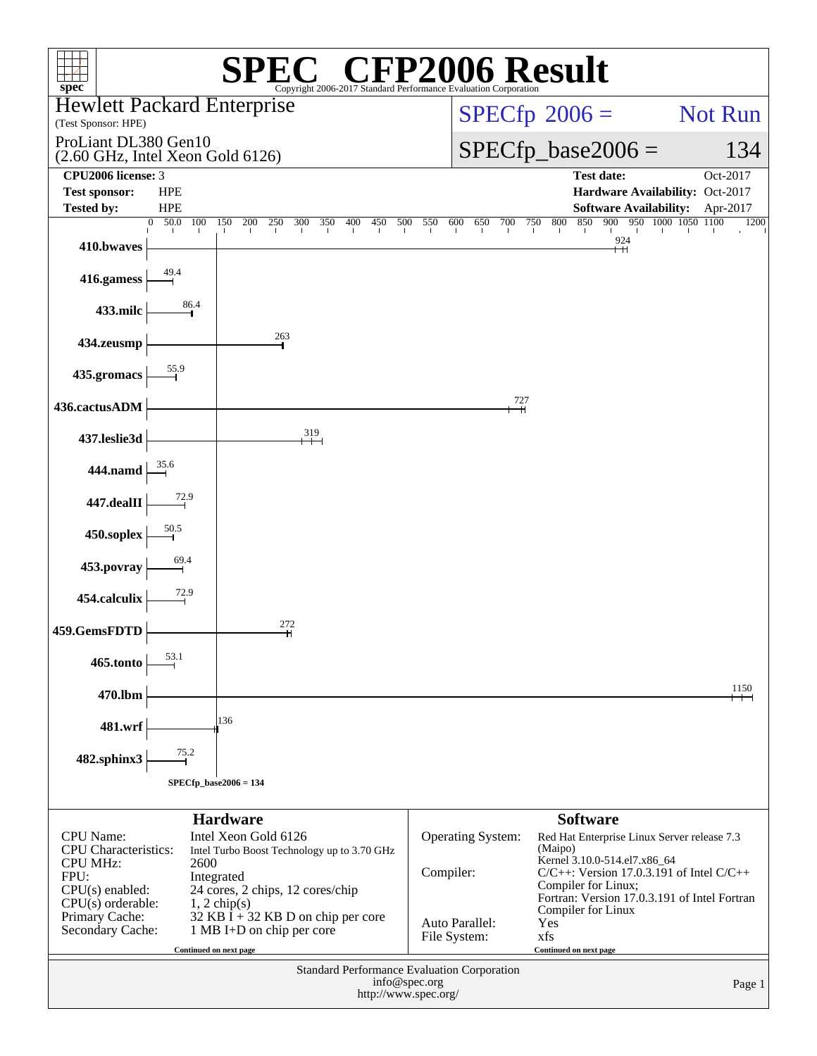# SPEC CFP2006 Result

Copyright 2006-2017 Standard Performance Evaluation Corporation

**Hewlett Packard Enterprise**
(Test Sponsor: HPE)

ProLiant DL380 Gen10
(2.60 GHz, Intel Xeon Gold 6126)

SPECfp 2006 = Not Run

SPECfp_base2006 = 134

| | | | |
|---|---|---|---|
| **CPU2006 license:** | 3 | **Test date:** | Oct-2017 |
| **Test sponsor:** | HPE | **Hardware Availability:** | Oct-2017 |
| **Tested by:** | HPE | **Software Availability:** | Apr-2017 |

| Benchmark | Base Ratio |
|---|---|
| 410.bwaves | 924 |
| 416.gamess | 49.4 |
| 433.milc | 86.4 |
| 434.zeusmp | 263 |
| 435.gromacs | 55.9 |
| 436.cactusADM | 727 |
| 437.leslie3d | 319 |
| 444.namd | 35.6 |
| 447.dealII | 72.9 |
| 450.soplex | 50.5 |
| 453.povray | 69.4 |
| 454.calculix | 72.9 |
| 459.GemsFDTD | 272 |
| 465.tonto | 53.1 |
| 470.lbm | 1150 |
| 481.wrf | 136 |
| 482.sphinx3 | 75.2 |

SPECfp_base2006 = 134

## Hardware

| | |
|---|---|
| CPU Name: | Intel Xeon Gold 6126 |
| CPU Characteristics: | Intel Turbo Boost Technology up to 3.70 GHz |
| CPU MHz: | 2600 |
| FPU: | Integrated |
| CPU(s) enabled: | 24 cores, 2 chips, 12 cores/chip |
| CPU(s) orderable: | 1, 2 chip(s) |
| Primary Cache: | 32 KB I + 32 KB D on chip per core |
| Secondary Cache: | 1 MB I+D on chip per core |

Continued on next page

## Software

| | |
|---|---|
| Operating System: | Red Hat Enterprise Linux Server release 7.3 (Maipo) Kernel 3.10.0-514.el7.x86_64 |
| Compiler: | C/C++: Version 17.0.3.191 of Intel C/C++ Compiler for Linux; Fortran: Version 17.0.3.191 of Intel Fortran Compiler for Linux |
| Auto Parallel: | Yes |
| File System: | xfs |

Continued on next page

Standard Performance Evaluation Corporation
info@spec.org
http://www.spec.org/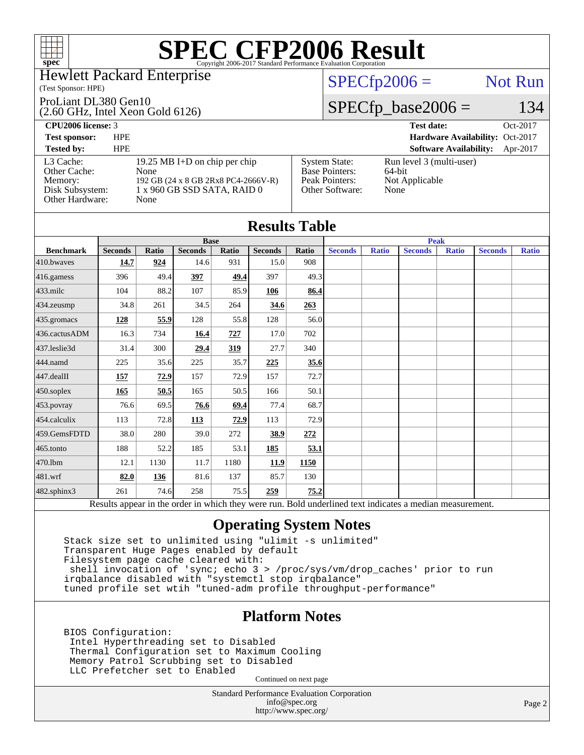# SPEC CFP2006 Result

Copyright 2006-2017 Standard Performance Evaluation Corporation

**Hewlett Packard Enterprise**
(Test Sponsor: HPE)

ProLiant DL380 Gen10
(2.60 GHz, Intel Xeon Gold 6126)

SPECfp2006 = Not Run

SPECfp_base2006 = 134

| | | | |
|---|---|---|---|
| **CPU2006 license:** 3 | | **Test date:** | Oct-2017 |
| **Test sponsor:** | HPE | **Hardware Availability:** | Oct-2017 |
| **Tested by:** | HPE | **Software Availability:** | Apr-2017 |

| | |
|---|---|
| L3 Cache: | 19.25 MB I+D on chip per chip |
| Other Cache: | None |
| Memory: | 192 GB (24 x 8 GB 2Rx8 PC4-2666V-R) |
| Disk Subsystem: | 1 x 960 GB SSD SATA, RAID 0 |
| Other Hardware: | None |

| | |
|---|---|
| System State: | Run level 3 (multi-user) |
| Base Pointers: | 64-bit |
| Peak Pointers: | Not Applicable |
| Other Software: | None |

## Results Table

| | Base | | | | | | Peak | | | | | |
|---|---|---|---|---|---|---|---|---|---|---|---|---|
| **Benchmark** | **Seconds** | **Ratio** | **Seconds** | **Ratio** | **Seconds** | **Ratio** | **Seconds** | **Ratio** | **Seconds** | **Ratio** | **Seconds** | **Ratio** |
| 410.bwaves | **14.7** | **924** | 14.6 | 931 | 15.0 | 908 | | | | | | |
| 416.gamess | 396 | 49.4 | **397** | **49.4** | 397 | 49.3 | | | | | | |
| 433.milc | 104 | 88.2 | 107 | 85.9 | **106** | **86.4** | | | | | | |
| 434.zeusmp | 34.8 | 261 | 34.5 | 264 | **34.6** | **263** | | | | | | |
| 435.gromacs | **128** | **55.9** | 128 | 55.8 | 128 | 56.0 | | | | | | |
| 436.cactusADM | 16.3 | 734 | **16.4** | **727** | 17.0 | 702 | | | | | | |
| 437.leslie3d | 31.4 | 300 | **29.4** | **319** | 27.7 | 340 | | | | | | |
| 444.namd | 225 | 35.6 | 225 | 35.7 | **225** | **35.6** | | | | | | |
| 447.dealII | **157** | **72.9** | 157 | 72.9 | 157 | 72.7 | | | | | | |
| 450.soplex | **165** | **50.5** | 165 | 50.5 | 166 | 50.1 | | | | | | |
| 453.povray | 76.6 | 69.5 | **76.6** | **69.4** | 77.4 | 68.7 | | | | | | |
| 454.calculix | 113 | 72.8 | **113** | **72.9** | 113 | 72.9 | | | | | | |
| 459.GemsFDTD | 38.0 | 280 | 39.0 | 272 | **38.9** | **272** | | | | | | |
| 465.tonto | 188 | 52.2 | 185 | 53.1 | **185** | **53.1** | | | | | | |
| 470.lbm | 12.1 | 1130 | 11.7 | 1180 | **11.9** | **1150** | | | | | | |
| 481.wrf | **82.0** | **136** | 81.6 | 137 | 85.7 | 130 | | | | | | |
| 482.sphinx3 | 261 | 74.6 | 258 | 75.5 | **259** | **75.2** | | | | | | |

Results appear in the order in which they were run. Bold underlined text indicates a median measurement.

## Operating System Notes

```
Stack size set to unlimited using "ulimit -s unlimited"
Transparent Huge Pages enabled by default
Filesystem page cache cleared with:
 shell invocation of 'sync; echo 3 > /proc/sys/vm/drop_caches' prior to run
irqbalance disabled with "systemctl stop irqbalance"
tuned profile set wtih "tuned-adm profile throughput-performance"
```

## Platform Notes

```
BIOS Configuration:
 Intel Hyperthreading set to Disabled
 Thermal Configuration set to Maximum Cooling
 Memory Patrol Scrubbing set to Disabled
 LLC Prefetcher set to Enabled
```

Continued on next page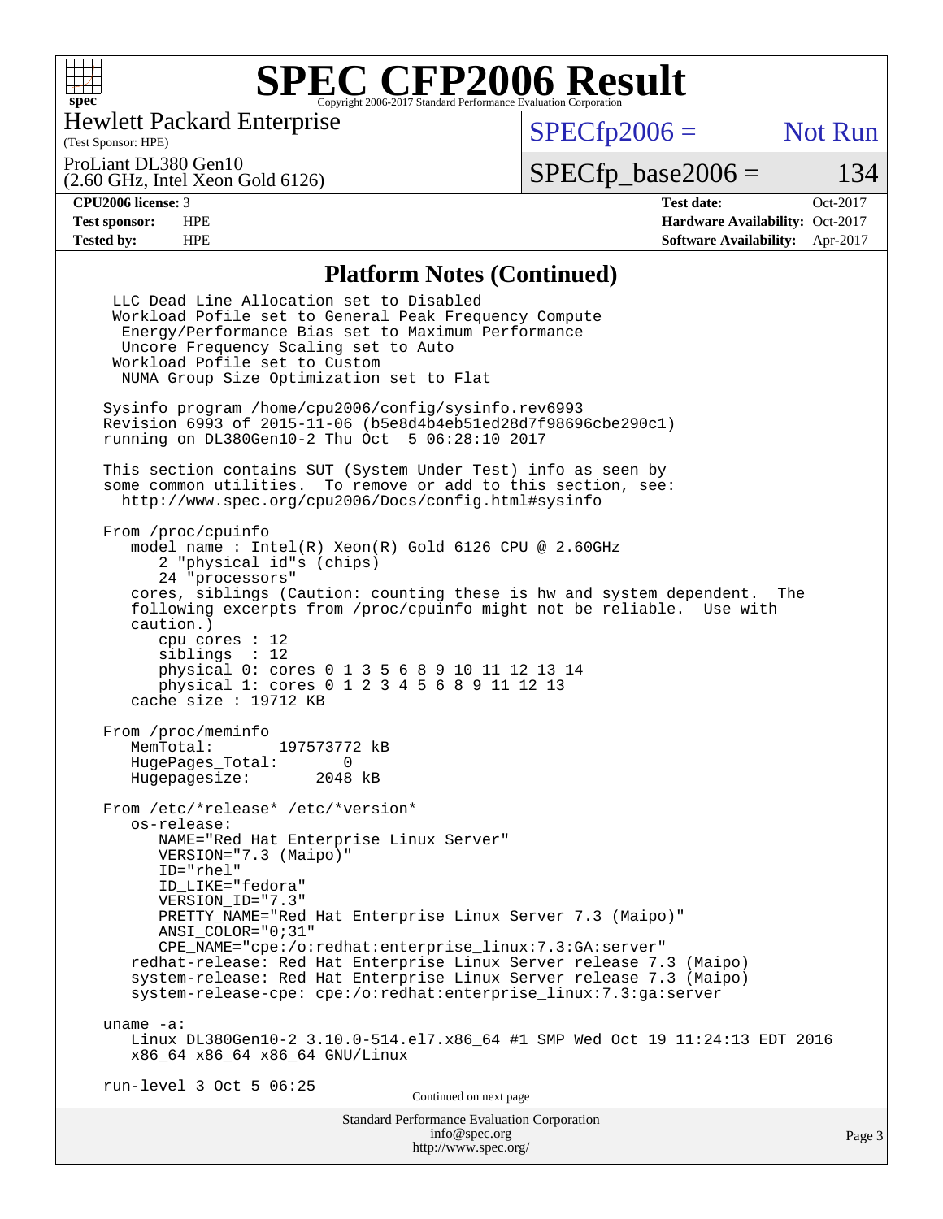# SPEC CFP2006 Result

Copyright 2006-2017 Standard Performance Evaluation Corporation

Hewlett Packard Enterprise
(Test Sponsor: HPE)

ProLiant DL380 Gen10
(2.60 GHz, Intel Xeon Gold 6126)

SPECfp2006 = Not Run

SPECfp_base2006 = 134

| | | | |
|---|---|---|---|
| **CPU2006 license:** | 3 | **Test date:** | Oct-2017 |
| **Test sponsor:** | HPE | **Hardware Availability:** | Oct-2017 |
| **Tested by:** | HPE | **Software Availability:** | Apr-2017 |

## Platform Notes (Continued)

```
  LLC Dead Line Allocation set to Disabled
  Workload Pofile set to General Peak Frequency Compute
   Energy/Performance Bias set to Maximum Performance
   Uncore Frequency Scaling set to Auto
  Workload Pofile set to Custom
   NUMA Group Size Optimization set to Flat

Sysinfo program /home/cpu2006/config/sysinfo.rev6993
Revision 6993 of 2015-11-06 (b5e8d4b4eb51ed28d7f98696cbe290c1)
running on DL380Gen10-2 Thu Oct  5 06:28:10 2017

This section contains SUT (System Under Test) info as seen by
some common utilities.  To remove or add to this section, see:
  http://www.spec.org/cpu2006/Docs/config.html#sysinfo

From /proc/cpuinfo
   model name : Intel(R) Xeon(R) Gold 6126 CPU @ 2.60GHz
      2 "physical id"s (chips)
      24 "processors"
   cores, siblings (Caution: counting these is hw and system dependent.  The
   following excerpts from /proc/cpuinfo might not be reliable.  Use with
   caution.)
      cpu cores : 12
      siblings  : 12
      physical 0: cores 0 1 3 5 6 8 9 10 11 12 13 14
      physical 1: cores 0 1 2 3 4 5 6 8 9 11 12 13
   cache size : 19712 KB

From /proc/meminfo
   MemTotal:       197573772 kB
   HugePages_Total:       0
   Hugepagesize:       2048 kB

From /etc/*release* /etc/*version*
   os-release:
      NAME="Red Hat Enterprise Linux Server"
      VERSION="7.3 (Maipo)"
      ID="rhel"
      ID_LIKE="fedora"
      VERSION_ID="7.3"
      PRETTY_NAME="Red Hat Enterprise Linux Server 7.3 (Maipo)"
      ANSI_COLOR="0;31"
      CPE_NAME="cpe:/o:redhat:enterprise_linux:7.3:GA:server"
   redhat-release: Red Hat Enterprise Linux Server release 7.3 (Maipo)
   system-release: Red Hat Enterprise Linux Server release 7.3 (Maipo)
   system-release-cpe: cpe:/o:redhat:enterprise_linux:7.3:ga:server

uname -a:
   Linux DL380Gen10-2 3.10.0-514.el7.x86_64 #1 SMP Wed Oct 19 11:24:13 EDT 2016
   x86_64 x86_64 x86_64 GNU/Linux

run-level 3 Oct 5 06:25
```

Continued on next page

Standard Performance Evaluation Corporation
info@spec.org
http://www.spec.org/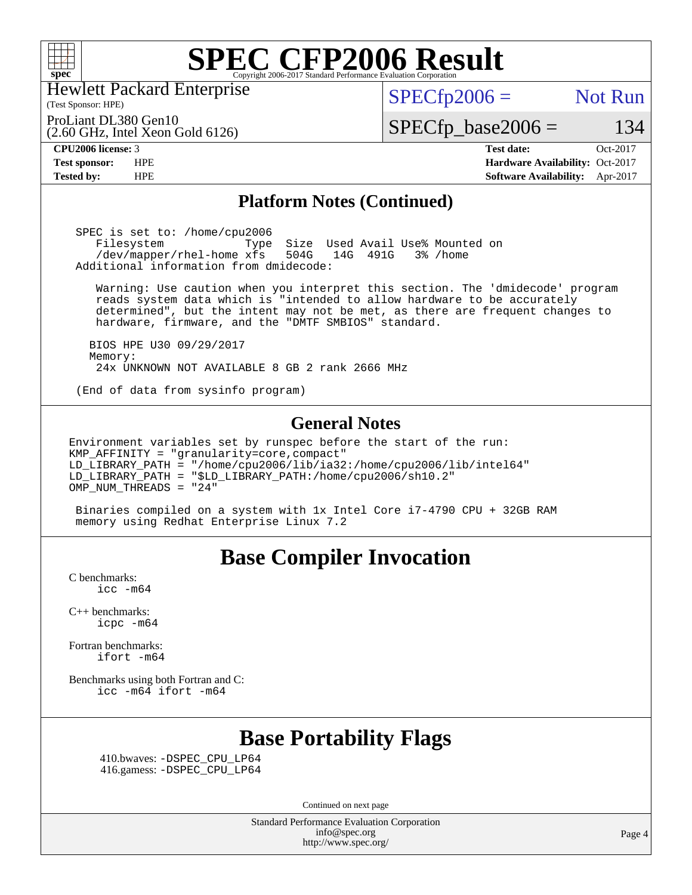# SPEC CFP2006 Result

Hewlett Packard Enterprise
(Test Sponsor: HPE)

ProLiant DL380 Gen10
(2.60 GHz, Intel Xeon Gold 6126)

SPECfp2006 = Not Run

SPECfp_base2006 = 134

| | | | |
|---|---|---|---|
| **CPU2006 license:** 3 | | **Test date:** | Oct-2017 |
| **Test sponsor:** | HPE | **Hardware Availability:** | Oct-2017 |
| **Tested by:** | HPE | **Software Availability:** | Apr-2017 |

## Platform Notes (Continued)

```
SPEC is set to: /home/cpu2006
   Filesystem            Type  Size  Used Avail Use% Mounted on
   /dev/mapper/rhel-home xfs   504G   14G  491G   3% /home
Additional information from dmidecode:

   Warning: Use caution when you interpret this section. The 'dmidecode' program
   reads system data which is "intended to allow hardware to be accurately
   determined", but the intent may not be met, as there are frequent changes to
   hardware, firmware, and the "DMTF SMBIOS" standard.

  BIOS HPE U30 09/29/2017
  Memory:
   24x UNKNOWN NOT AVAILABLE 8 GB 2 rank 2666 MHz

(End of data from sysinfo program)
```

## General Notes

```
Environment variables set by runspec before the start of the run:
KMP_AFFINITY = "granularity=core,compact"
LD_LIBRARY_PATH = "/home/cpu2006/lib/ia32:/home/cpu2006/lib/intel64"
LD_LIBRARY_PATH = "$LD_LIBRARY_PATH:/home/cpu2006/sh10.2"
OMP_NUM_THREADS = "24"

 Binaries compiled on a system with 1x Intel Core i7-4790 CPU + 32GB RAM
 memory using Redhat Enterprise Linux 7.2
```

## Base Compiler Invocation

C benchmarks:
    icc -m64

C++ benchmarks:
    icpc -m64

Fortran benchmarks:
    ifort -m64

Benchmarks using both Fortran and C:
    icc -m64 ifort -m64

## Base Portability Flags

410.bwaves: -DSPEC_CPU_LP64
416.gamess: -DSPEC_CPU_LP64

Continued on next page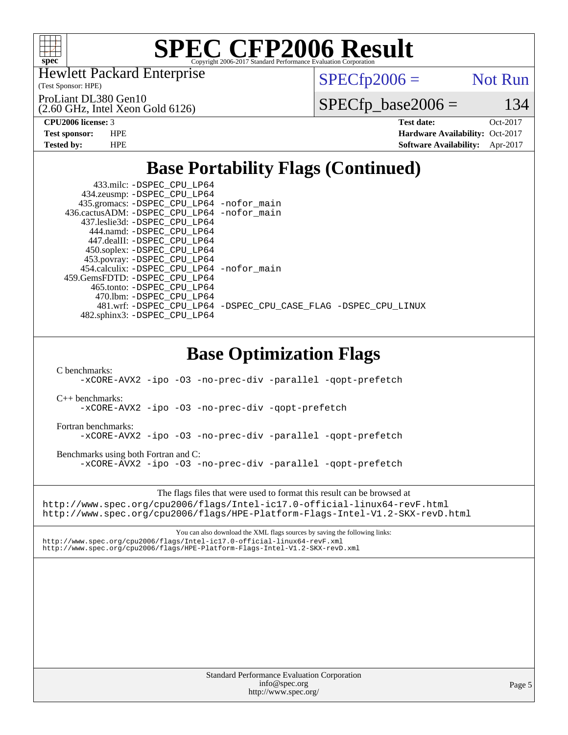# SPEC CFP2006 Result

Copyright 2006-2017 Standard Performance Evaluation Corporation

Hewlett Packard Enterprise
(Test Sponsor: HPE)

ProLiant DL380 Gen10
(2.60 GHz, Intel Xeon Gold 6126)

SPECfp2006 = Not Run

SPECfp_base2006 = 134

| | | | |
|---|---|---|---|
| **CPU2006 license:** 3 | | **Test date:** | Oct-2017 |
| **Test sponsor:** | HPE | **Hardware Availability:** | Oct-2017 |
| **Tested by:** | HPE | **Software Availability:** | Apr-2017 |

## Base Portability Flags (Continued)

```
    433.milc: -DSPEC_CPU_LP64
  434.zeusmp: -DSPEC_CPU_LP64
 435.gromacs: -DSPEC_CPU_LP64 -nofor_main
436.cactusADM: -DSPEC_CPU_LP64 -nofor_main
 437.leslie3d: -DSPEC_CPU_LP64
    444.namd: -DSPEC_CPU_LP64
  447.dealII: -DSPEC_CPU_LP64
  450.soplex: -DSPEC_CPU_LP64
  453.povray: -DSPEC_CPU_LP64
 454.calculix: -DSPEC_CPU_LP64 -nofor_main
459.GemsFDTD: -DSPEC_CPU_LP64
   465.tonto: -DSPEC_CPU_LP64
     470.lbm: -DSPEC_CPU_LP64
     481.wrf: -DSPEC_CPU_LP64 -DSPEC_CPU_CASE_FLAG -DSPEC_CPU_LINUX
 482.sphinx3: -DSPEC_CPU_LP64
```

## Base Optimization Flags

C benchmarks:
```
-xCORE-AVX2 -ipo -O3 -no-prec-div -parallel -qopt-prefetch
```

C++ benchmarks:
```
-xCORE-AVX2 -ipo -O3 -no-prec-div -qopt-prefetch
```

Fortran benchmarks:
```
-xCORE-AVX2 -ipo -O3 -no-prec-div -parallel -qopt-prefetch
```

Benchmarks using both Fortran and C:
```
-xCORE-AVX2 -ipo -O3 -no-prec-div -parallel -qopt-prefetch
```

The flags files that were used to format this result can be browsed at
http://www.spec.org/cpu2006/flags/Intel-ic17.0-official-linux64-revF.html
http://www.spec.org/cpu2006/flags/HPE-Platform-Flags-Intel-V1.2-SKX-revD.html

You can also download the XML flags sources by saving the following links:
http://www.spec.org/cpu2006/flags/Intel-ic17.0-official-linux64-revF.xml
http://www.spec.org/cpu2006/flags/HPE-Platform-Flags-Intel-V1.2-SKX-revD.xml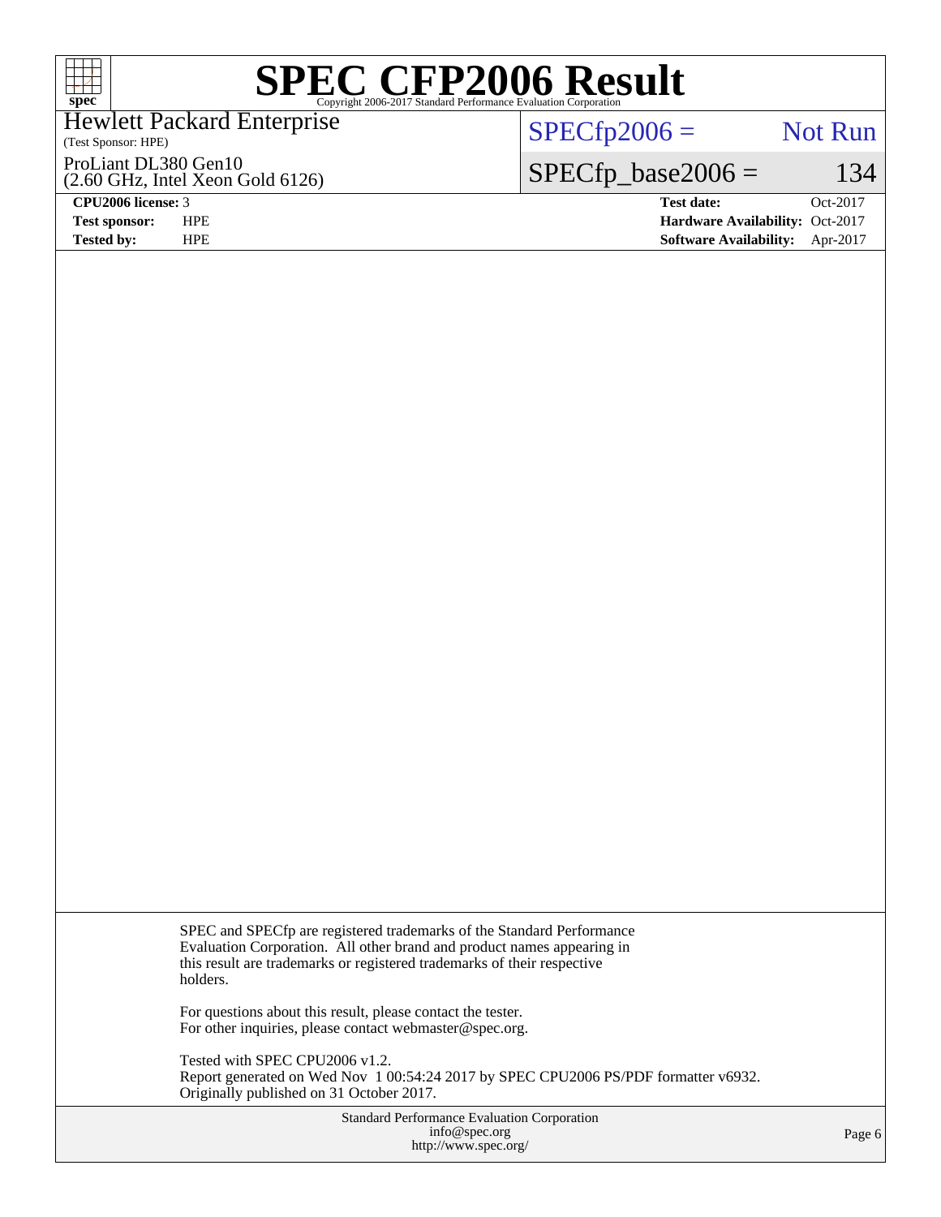SPEC and SPECfp are registered trademarks of the Standard Performance Evaluation Corporation. All other brand and product names appearing in this result are trademarks or registered trademarks of their respective holders.

For questions about this result, please contact the tester.
For other inquiries, please contact webmaster@spec.org.

Tested with SPEC CPU2006 v1.2.
Report generated on Wed Nov 1 00:54:24 2017 by SPEC CPU2006 PS/PDF formatter v6932.
Originally published on 31 October 2017.